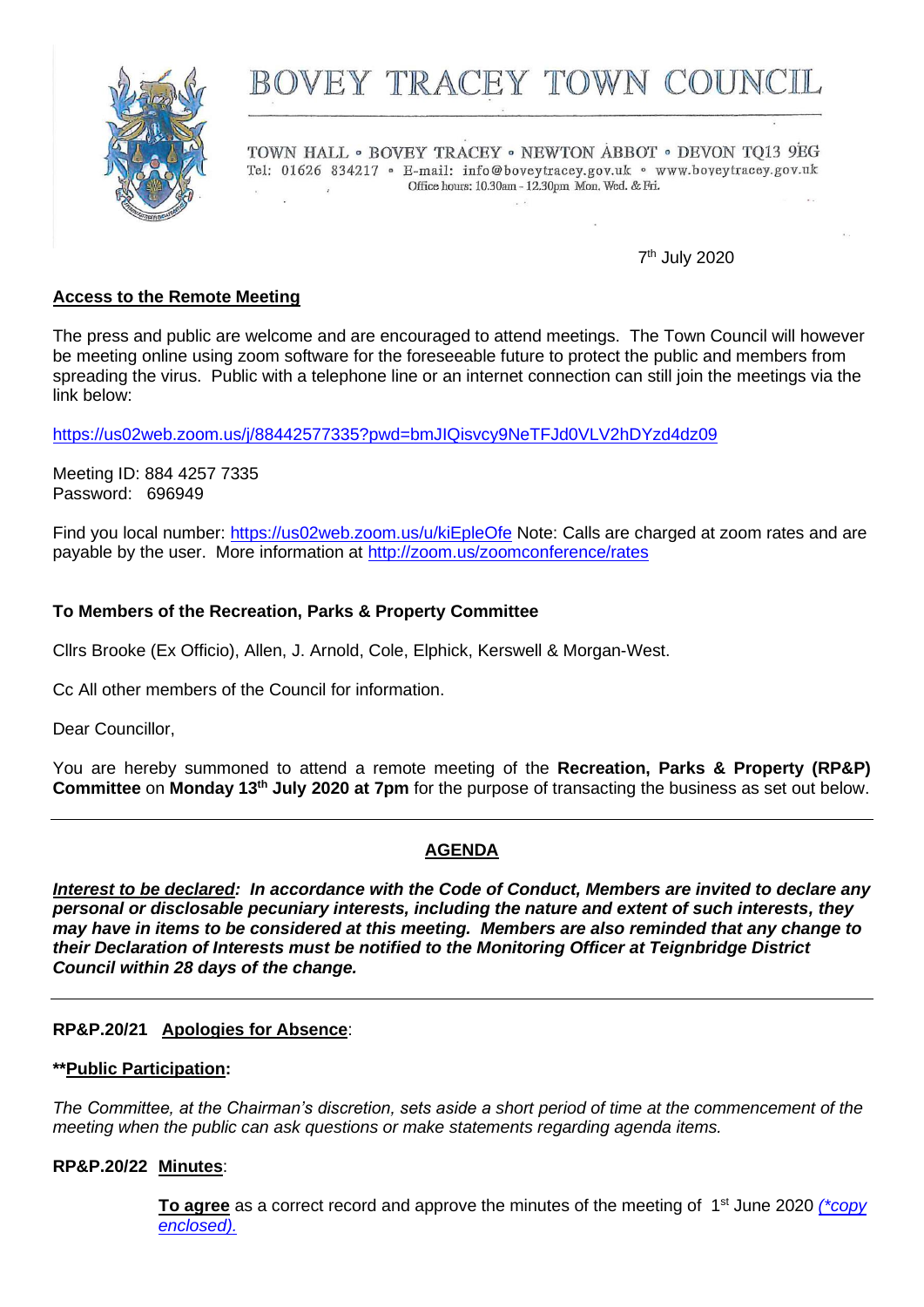# BOVEY TRACEY TOWN COUNCIL

TOWN HALL ◦ BOVEY TRACEY ◦ NEWTON ABBOT ◦ DEVON TQ13 9EG
Tel: 01626 834217 ◦ E-mail: info@boveytracey.gov.uk ◦ www.boveytracey.gov.uk
Office hours: 10.30am - 12.30pm Mon. Wed. & Fri.

7th July 2020

**Access to the Remote Meeting**

The press and public are welcome and are encouraged to attend meetings. The Town Council will however be meeting online using zoom software for the foreseeable future to protect the public and members from spreading the virus. Public with a telephone line or an internet connection can still join the meetings via the link below:

https://us02web.zoom.us/j/88442577335?pwd=bmJIQisvcy9NeTFJd0VLV2hDYzd4dz09

Meeting ID: 884 4257 7335
Password: 696949

Find you local number: https://us02web.zoom.us/u/kiEpleOfe Note: Calls are charged at zoom rates and are payable by the user. More information at http://zoom.us/zoomconference/rates

**To Members of the Recreation, Parks & Property Committee**

Cllrs Brooke (Ex Officio), Allen, J. Arnold, Cole, Elphick, Kerswell & Morgan-West.

Cc All other members of the Council for information.

Dear Councillor,

You are hereby summoned to attend a remote meeting of the **Recreation, Parks & Property (RP&P) Committee** on **Monday 13th July 2020 at 7pm** for the purpose of transacting the business as set out below.

---

## AGENDA

***Interest to be declared:* In accordance with the Code of Conduct, Members are invited to declare any personal or disclosable pecuniary interests, including the nature and extent of such interests, they may have in items to be considered at this meeting. Members are also reminded that any change to their Declaration of Interests must be notified to the Monitoring Officer at Teignbridge District Council within 28 days of the change.**

---

**RP&P.20/21 Apologies for Absence**:

****Public Participation:**

*The Committee, at the Chairman's discretion, sets aside a short period of time at the commencement of the meeting when the public can ask questions or make statements regarding agenda items.*

**RP&P.20/22 Minutes**:

**To agree** as a correct record and approve the minutes of the meeting of 1st June 2020 *(\*copy enclosed).*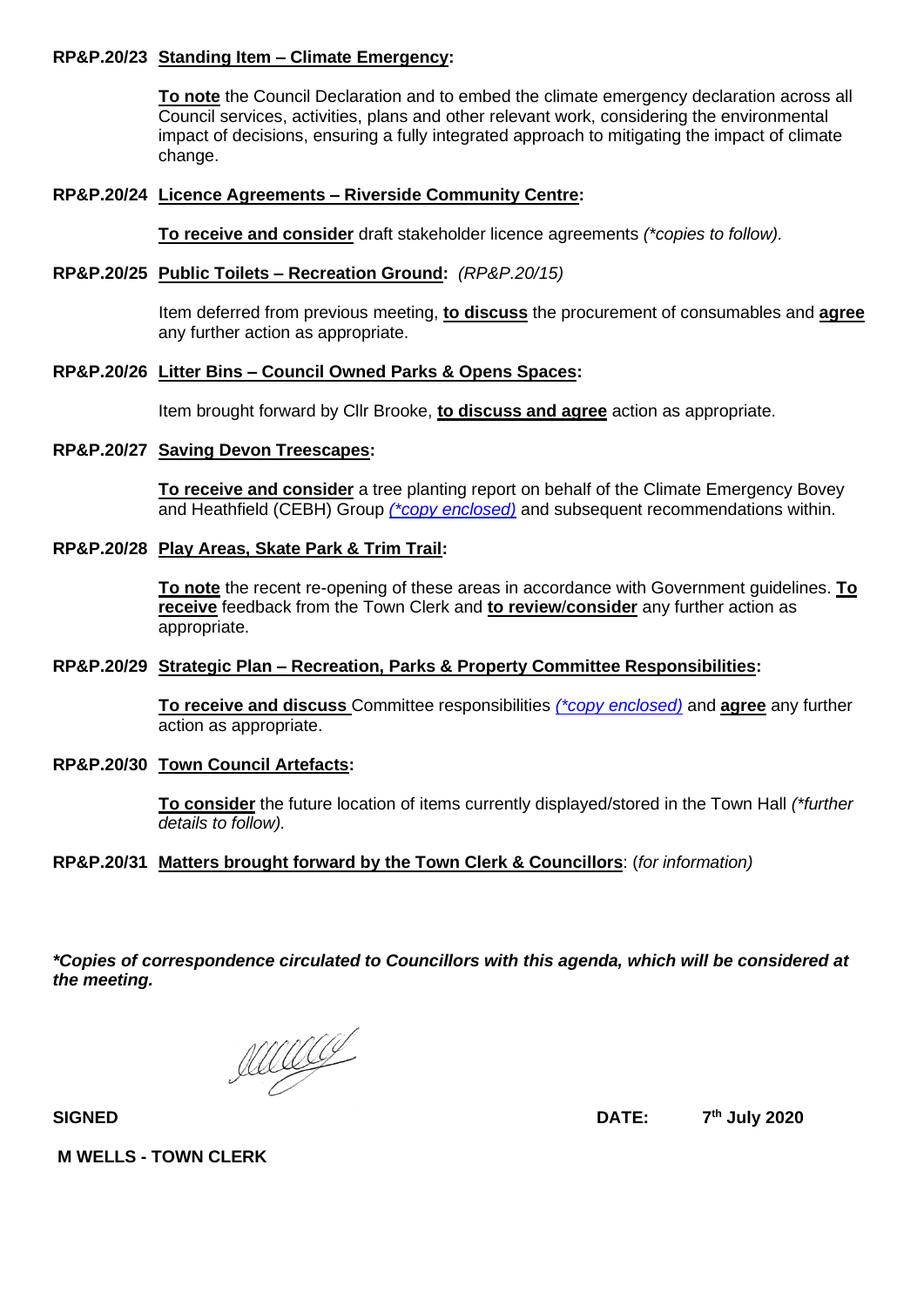**RP&P.20/23 Standing Item – Climate Emergency:**

**To note** the Council Declaration and to embed the climate emergency declaration across all Council services, activities, plans and other relevant work, considering the environmental impact of decisions, ensuring a fully integrated approach to mitigating the impact of climate change.

**RP&P.20/24 Licence Agreements – Riverside Community Centre:**

**To receive and consider** draft stakeholder licence agreements *(*copies to follow).*

**RP&P.20/25 Public Toilets – Recreation Ground:** *(RP&P.20/15)*

Item deferred from previous meeting, **to discuss** the procurement of consumables and **agree** any further action as appropriate.

**RP&P.20/26 Litter Bins – Council Owned Parks & Opens Spaces:**

Item brought forward by Cllr Brooke, **to discuss and agree** action as appropriate.

**RP&P.20/27 Saving Devon Treescapes:**

**To receive and consider** a tree planting report on behalf of the Climate Emergency Bovey and Heathfield (CEBH) Group *(*copy enclosed)* and subsequent recommendations within.

**RP&P.20/28 Play Areas, Skate Park & Trim Trail:**

**To note** the recent re-opening of these areas in accordance with Government guidelines. **To receive** feedback from the Town Clerk and **to review/consider** any further action as appropriate.

**RP&P.20/29 Strategic Plan – Recreation, Parks & Property Committee Responsibilities:**

**To receive and discuss** Committee responsibilities *(*copy enclosed)* and **agree** any further action as appropriate.

**RP&P.20/30 Town Council Artefacts:**

**To consider** the future location of items currently displayed/stored in the Town Hall *(*further details to follow).*

**RP&P.20/31 Matters brought forward by the Town Clerk & Councillors**: (*for information)*

***Copies of correspondence circulated to Councillors with this agenda, which will be considered at the meeting.***

**SIGNED** **DATE: 7th July 2020**

**M WELLS - TOWN CLERK**